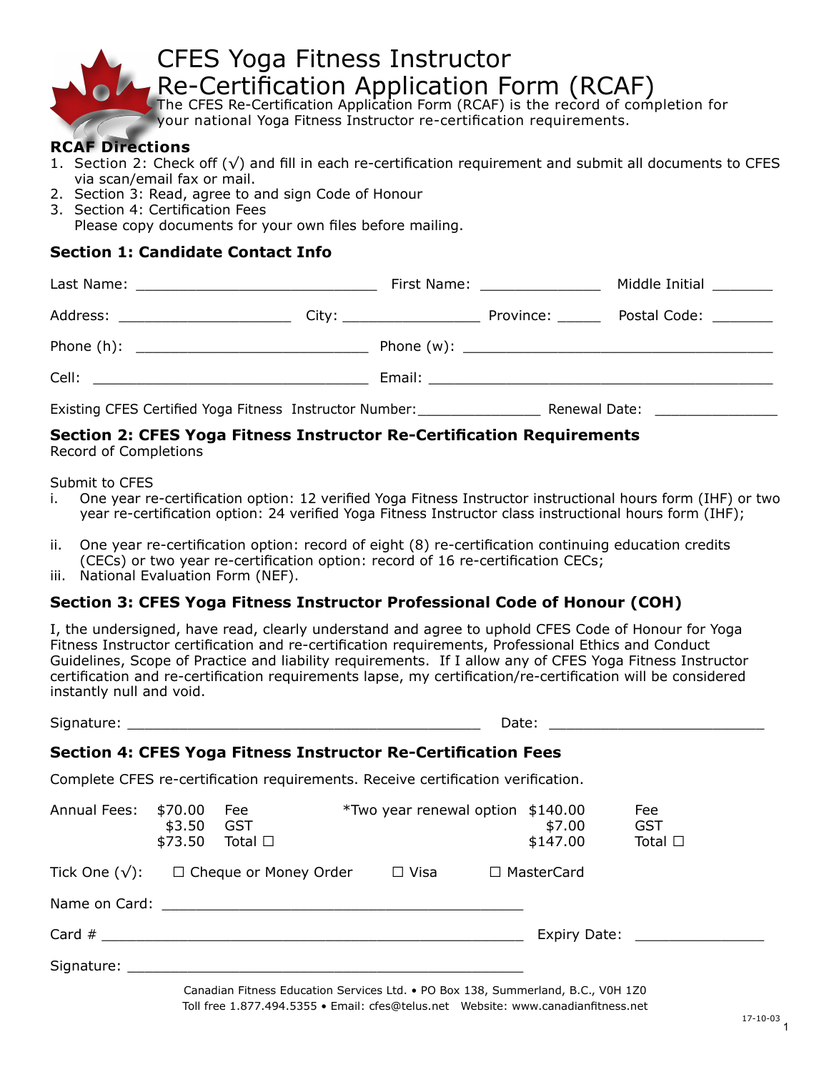# CFES Yoga Fitness Instructor Re-Certification Application Form (RCAF)

The CFES Re-Certification Application Form (RCAF) is the record of completion for your national Yoga Fitness Instructor re-certification requirements.

**RCAF Directions**

1. Section 2: Check off (√) and fill in each re-certification requirement and submit all documents to CFES via scan/email fax or mail.
2. Section 3: Read, agree to and sign Code of Honour
3. Section 4: Certification Fees
   Please copy documents for your own files before mailing.

## Section 1: Candidate Contact Info

Last Name: ____________________________ First Name: ______________ Middle Initial _______

Address: ____________________ City: ________________ Province: _____ Postal Code: _______

Phone (h): ___________________________ Phone (w): ____________________________________

Cell: ________________________________ Email: ________________________________________

Existing CFES Certified Yoga Fitness Instructor Number: ______________ Renewal Date: ______________

## Section 2: CFES Yoga Fitness Instructor Re-Certification Requirements

Record of Completions

Submit to CFES

i. One year re-certification option: 12 verified Yoga Fitness Instructor instructional hours form (IHF) or two year re-certification option: 24 verified Yoga Fitness Instructor class instructional hours form (IHF);

ii. One year re-certification option: record of eight (8) re-certification continuing education credits (CECs) or two year re-certification option: record of 16 re-certification CECs;

iii. National Evaluation Form (NEF).

## Section 3: CFES Yoga Fitness Instructor Professional Code of Honour (COH)

I, the undersigned, have read, clearly understand and agree to uphold CFES Code of Honour for Yoga Fitness Instructor certification and re-certification requirements, Professional Ethics and Conduct Guidelines, Scope of Practice and liability requirements. If I allow any of CFES Yoga Fitness Instructor certification and re-certification requirements lapse, my certification/re-certification will be considered instantly null and void.

Signature: ________________________________________ Date: _________________________

## Section 4: CFES Yoga Fitness Instructor Re-Certification Fees

Complete CFES re-certification requirements. Receive certification verification.

| Annual Fees: | $70.00 | Fee | *Two year renewal option | $140.00 | Fee |
|---|---|---|---|---|---|
| | $3.50 | GST | | $7.00 | GST |
| | $73.50 | Total ☐ | | $147.00 | Total ☐ |

Tick One (√): ☐ Cheque or Money Order ☐ Visa ☐ MasterCard

Name on Card: ___________________________________________

Card # __________________________________________________ Expiry Date: ______________

Signature: _______________________________________________

Canadian Fitness Education Services Ltd. • PO Box 138, Summerland, B.C., V0H 1Z0
Toll free 1.877.494.5355 • Email: cfes@telus.net Website: www.canadianfitness.net

17-10-03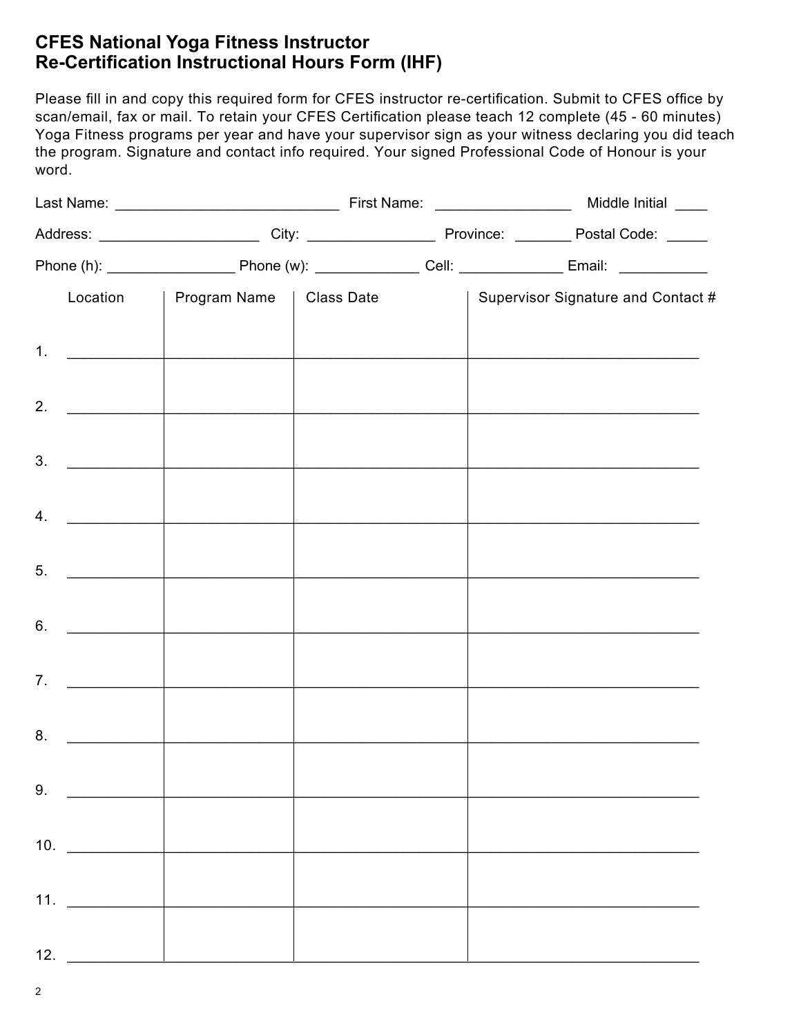# CFES National Yoga Fitness Instructor Re-Certification Instructional Hours Form (IHF)

Please fill in and copy this required form for CFES instructor re-certification. Submit to CFES office by scan/email, fax or mail. To retain your CFES Certification please teach 12 complete (45 - 60 minutes) Yoga Fitness programs per year and have your supervisor sign as your witness declaring you did teach the program. Signature and contact info required. Your signed Professional Code of Honour is your word.

Last Name: ___________________________ First Name: ________________ Middle Initial ____

Address: ___________________ City: ________________ Province: _______ Postal Code: _____

Phone (h): _______________ Phone (w): ____________ Cell: ____________ Email: __________

| | Location | Program Name | Class Date | Supervisor Signature and Contact # |
|---|---|---|---|---|
| 1. | | | | |
| 2. | | | | |
| 3. | | | | |
| 4. | | | | |
| 5. | | | | |
| 6. | | | | |
| 7. | | | | |
| 8. | | | | |
| 9. | | | | |
| 10. | | | | |
| 11. | | | | |
| 12. | | | | |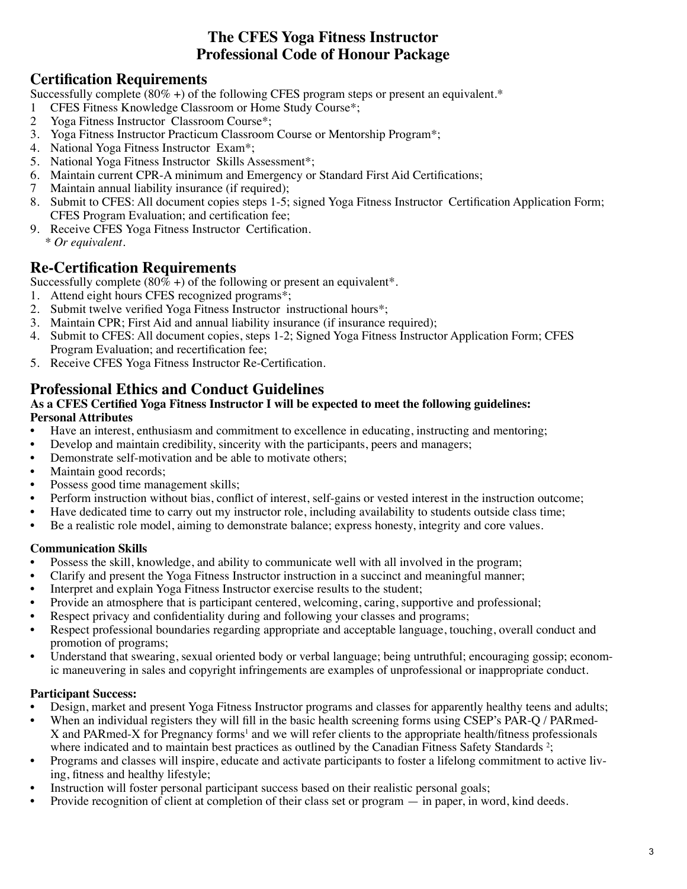# The CFES Yoga Fitness Instructor
# Professional Code of Honour Package

## Certification Requirements

Successfully complete (80% +) of the following CFES program steps or present an equivalent.*

1 CFES Fitness Knowledge Classroom or Home Study Course*;
2 Yoga Fitness Instructor Classroom Course*;
3. Yoga Fitness Instructor Practicum Classroom Course or Mentorship Program*;
4. National Yoga Fitness Instructor Exam*;
5. National Yoga Fitness Instructor Skills Assessment*;
6. Maintain current CPR-A minimum and Emergency or Standard First Aid Certifications;
7 Maintain annual liability insurance (if required);
8. Submit to CFES: All document copies steps 1-5; signed Yoga Fitness Instructor Certification Application Form; CFES Program Evaluation; and certification fee;
9. Receive CFES Yoga Fitness Instructor Certification.

\* *Or equivalent.*

## Re-Certification Requirements

Successfully complete (80% +) of the following or present an equivalent*.

1. Attend eight hours CFES recognized programs*;
2. Submit twelve verified Yoga Fitness Instructor instructional hours*;
3. Maintain CPR; First Aid and annual liability insurance (if insurance required);
4. Submit to CFES: All document copies, steps 1-2; Signed Yoga Fitness Instructor Application Form; CFES Program Evaluation; and recertification fee;
5. Receive CFES Yoga Fitness Instructor Re-Certification.

## Professional Ethics and Conduct Guidelines

**As a CFES Certified Yoga Fitness Instructor I will be expected to meet the following guidelines:**

**Personal Attributes**

- Have an interest, enthusiasm and commitment to excellence in educating, instructing and mentoring;
- Develop and maintain credibility, sincerity with the participants, peers and managers;
- Demonstrate self-motivation and be able to motivate others;
- Maintain good records;
- Possess good time management skills;
- Perform instruction without bias, conflict of interest, self-gains or vested interest in the instruction outcome;
- Have dedicated time to carry out my instructor role, including availability to students outside class time;
- Be a realistic role model, aiming to demonstrate balance; express honesty, integrity and core values.

**Communication Skills**

- Possess the skill, knowledge, and ability to communicate well with all involved in the program;
- Clarify and present the Yoga Fitness Instructor instruction in a succinct and meaningful manner;
- Interpret and explain Yoga Fitness Instructor exercise results to the student;
- Provide an atmosphere that is participant centered, welcoming, caring, supportive and professional;
- Respect privacy and confidentiality during and following your classes and programs;
- Respect professional boundaries regarding appropriate and acceptable language, touching, overall conduct and promotion of programs;
- Understand that swearing, sexual oriented body or verbal language; being untruthful; encouraging gossip; economic maneuvering in sales and copyright infringements are examples of unprofessional or inappropriate conduct.

**Participant Success:**

- Design, market and present Yoga Fitness Instructor programs and classes for apparently healthy teens and adults;
- When an individual registers they will fill in the basic health screening forms using CSEP's PAR-Q / PARmed-X and PARmed-X for Pregnancy forms[1] and we will refer clients to the appropriate health/fitness professionals where indicated and to maintain best practices as outlined by the Canadian Fitness Safety Standards [2];
- Programs and classes will inspire, educate and activate participants to foster a lifelong commitment to active living, fitness and healthy lifestyle;
- Instruction will foster personal participant success based on their realistic personal goals;
- Provide recognition of client at completion of their class set or program — in paper, in word, kind deeds.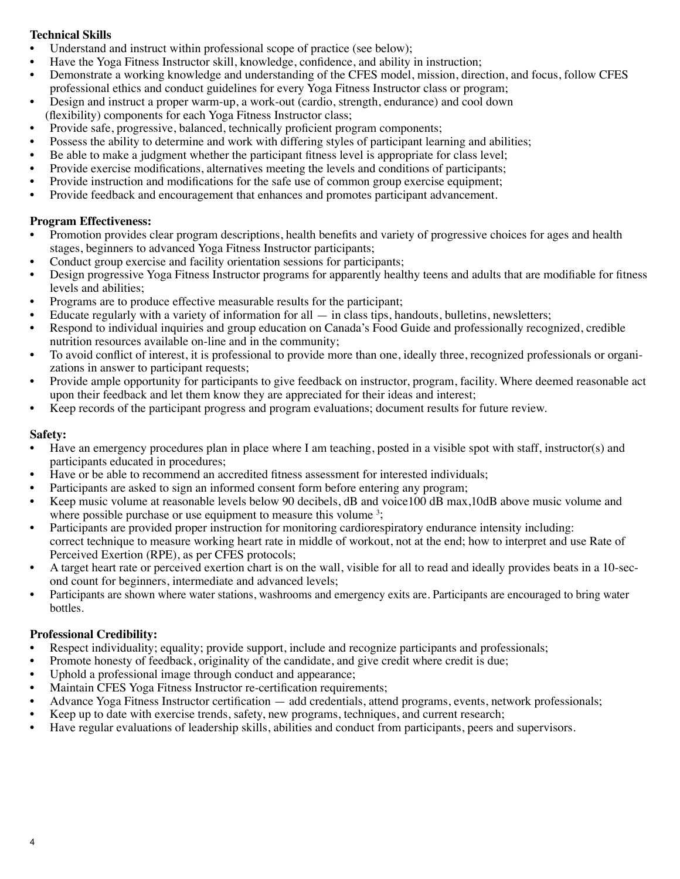**Technical Skills**

- Understand and instruct within professional scope of practice (see below);
- Have the Yoga Fitness Instructor skill, knowledge, confidence, and ability in instruction;
- Demonstrate a working knowledge and understanding of the CFES model, mission, direction, and focus, follow CFES professional ethics and conduct guidelines for every Yoga Fitness Instructor class or program;
- Design and instruct a proper warm-up, a work-out (cardio, strength, endurance) and cool down (flexibility) components for each Yoga Fitness Instructor class;
- Provide safe, progressive, balanced, technically proficient program components;
- Possess the ability to determine and work with differing styles of participant learning and abilities;
- Be able to make a judgment whether the participant fitness level is appropriate for class level;
- Provide exercise modifications, alternatives meeting the levels and conditions of participants;
- Provide instruction and modifications for the safe use of common group exercise equipment;
- Provide feedback and encouragement that enhances and promotes participant advancement.

**Program Effectiveness:**

- Promotion provides clear program descriptions, health benefits and variety of progressive choices for ages and health stages, beginners to advanced Yoga Fitness Instructor participants;
- Conduct group exercise and facility orientation sessions for participants;
- Design progressive Yoga Fitness Instructor programs for apparently healthy teens and adults that are modifiable for fitness levels and abilities;
- Programs are to produce effective measurable results for the participant;
- Educate regularly with a variety of information for all — in class tips, handouts, bulletins, newsletters;
- Respond to individual inquiries and group education on Canada's Food Guide and professionally recognized, credible nutrition resources available on-line and in the community;
- To avoid conflict of interest, it is professional to provide more than one, ideally three, recognized professionals or organizations in answer to participant requests;
- Provide ample opportunity for participants to give feedback on instructor, program, facility. Where deemed reasonable act upon their feedback and let them know they are appreciated for their ideas and interest;
- Keep records of the participant progress and program evaluations; document results for future review.

**Safety:**

- Have an emergency procedures plan in place where I am teaching, posted in a visible spot with staff, instructor(s) and participants educated in procedures;
- Have or be able to recommend an accredited fitness assessment for interested individuals;
- Participants are asked to sign an informed consent form before entering any program;
- Keep music volume at reasonable levels below 90 decibels, dB and voice100 dB max,10dB above music volume and where possible purchase or use equipment to measure this volume [3];
- Participants are provided proper instruction for monitoring cardiorespiratory endurance intensity including: correct technique to measure working heart rate in middle of workout, not at the end; how to interpret and use Rate of Perceived Exertion (RPE), as per CFES protocols;
- A target heart rate or perceived exertion chart is on the wall, visible for all to read and ideally provides beats in a 10-second count for beginners, intermediate and advanced levels;
- Participants are shown where water stations, washrooms and emergency exits are. Participants are encouraged to bring water bottles.

**Professional Credibility:**

- Respect individuality; equality; provide support, include and recognize participants and professionals;
- Promote honesty of feedback, originality of the candidate, and give credit where credit is due;
- Uphold a professional image through conduct and appearance;
- Maintain CFES Yoga Fitness Instructor re-certification requirements;
- Advance Yoga Fitness Instructor certification — add credentials, attend programs, events, network professionals;
- Keep up to date with exercise trends, safety, new programs, techniques, and current research;
- Have regular evaluations of leadership skills, abilities and conduct from participants, peers and supervisors.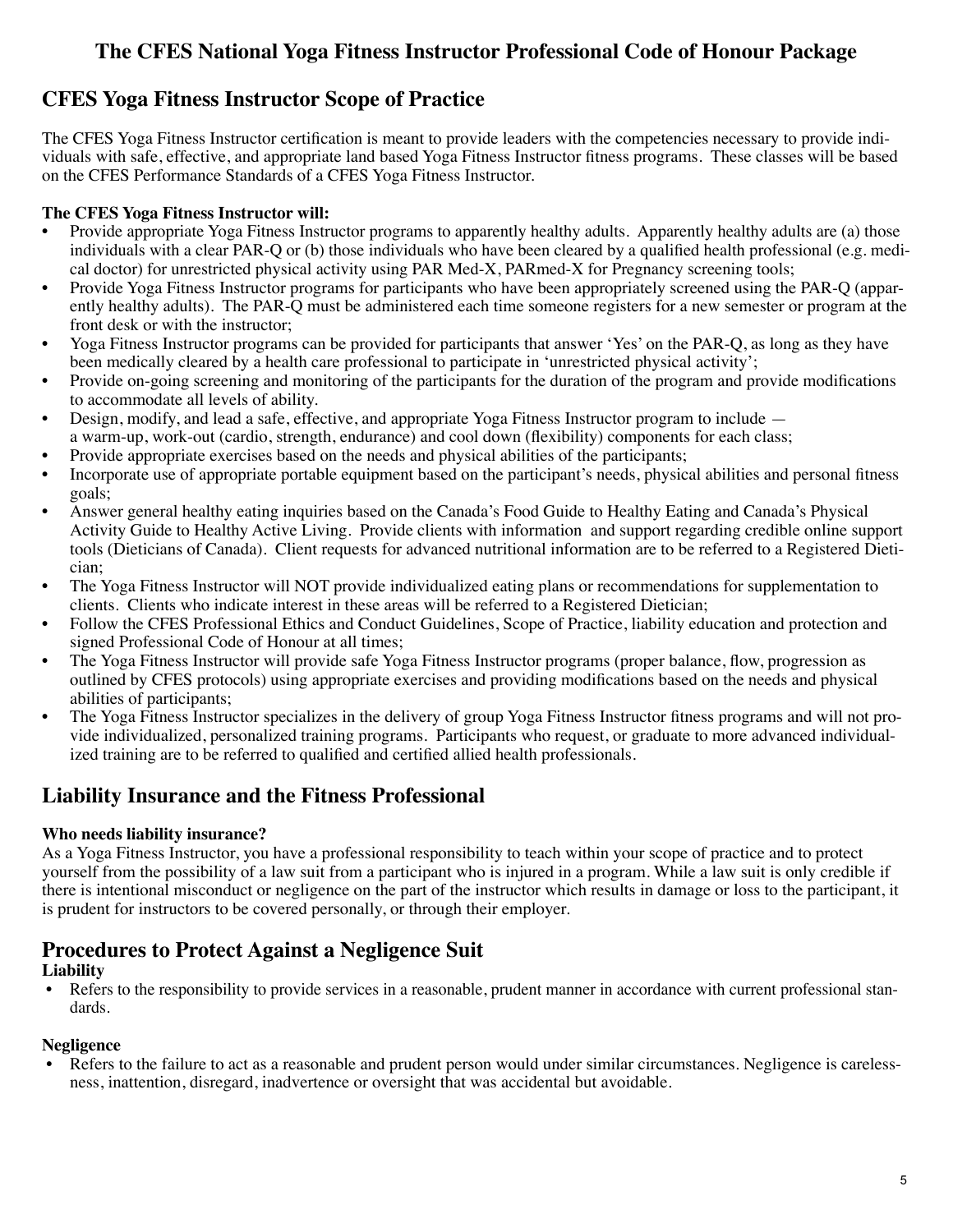## The CFES National Yoga Fitness Instructor Professional Code of Honour Package

## CFES Yoga Fitness Instructor Scope of Practice

The CFES Yoga Fitness Instructor certification is meant to provide leaders with the competencies necessary to provide individuals with safe, effective, and appropriate land based Yoga Fitness Instructor fitness programs. These classes will be based on the CFES Performance Standards of a CFES Yoga Fitness Instructor.

**The CFES Yoga Fitness Instructor will:**

- Provide appropriate Yoga Fitness Instructor programs to apparently healthy adults. Apparently healthy adults are (a) those individuals with a clear PAR-Q or (b) those individuals who have been cleared by a qualified health professional (e.g. medical doctor) for unrestricted physical activity using PAR Med-X, PARmed-X for Pregnancy screening tools;
- Provide Yoga Fitness Instructor programs for participants who have been appropriately screened using the PAR-Q (apparently healthy adults). The PAR-Q must be administered each time someone registers for a new semester or program at the front desk or with the instructor;
- Yoga Fitness Instructor programs can be provided for participants that answer 'Yes' on the PAR-Q, as long as they have been medically cleared by a health care professional to participate in 'unrestricted physical activity';
- Provide on-going screening and monitoring of the participants for the duration of the program and provide modifications to accommodate all levels of ability.
- Design, modify, and lead a safe, effective, and appropriate Yoga Fitness Instructor program to include — a warm-up, work-out (cardio, strength, endurance) and cool down (flexibility) components for each class;
- Provide appropriate exercises based on the needs and physical abilities of the participants;
- Incorporate use of appropriate portable equipment based on the participant's needs, physical abilities and personal fitness goals;
- Answer general healthy eating inquiries based on the Canada's Food Guide to Healthy Eating and Canada's Physical Activity Guide to Healthy Active Living. Provide clients with information and support regarding credible online support tools (Dieticians of Canada). Client requests for advanced nutritional information are to be referred to a Registered Dietician;
- The Yoga Fitness Instructor will NOT provide individualized eating plans or recommendations for supplementation to clients. Clients who indicate interest in these areas will be referred to a Registered Dietician;
- Follow the CFES Professional Ethics and Conduct Guidelines, Scope of Practice, liability education and protection and signed Professional Code of Honour at all times;
- The Yoga Fitness Instructor will provide safe Yoga Fitness Instructor programs (proper balance, flow, progression as outlined by CFES protocols) using appropriate exercises and providing modifications based on the needs and physical abilities of participants;
- The Yoga Fitness Instructor specializes in the delivery of group Yoga Fitness Instructor fitness programs and will not provide individualized, personalized training programs. Participants who request, or graduate to more advanced individualized training are to be referred to qualified and certified allied health professionals.

## Liability Insurance and the Fitness Professional

**Who needs liability insurance?**

As a Yoga Fitness Instructor, you have a professional responsibility to teach within your scope of practice and to protect yourself from the possibility of a law suit from a participant who is injured in a program. While a law suit is only credible if there is intentional misconduct or negligence on the part of the instructor which results in damage or loss to the participant, it is prudent for instructors to be covered personally, or through their employer.

## Procedures to Protect Against a Negligence Suit

**Liability**

- Refers to the responsibility to provide services in a reasonable, prudent manner in accordance with current professional standards.

**Negligence**

- Refers to the failure to act as a reasonable and prudent person would under similar circumstances. Negligence is carelessness, inattention, disregard, inadvertence or oversight that was accidental but avoidable.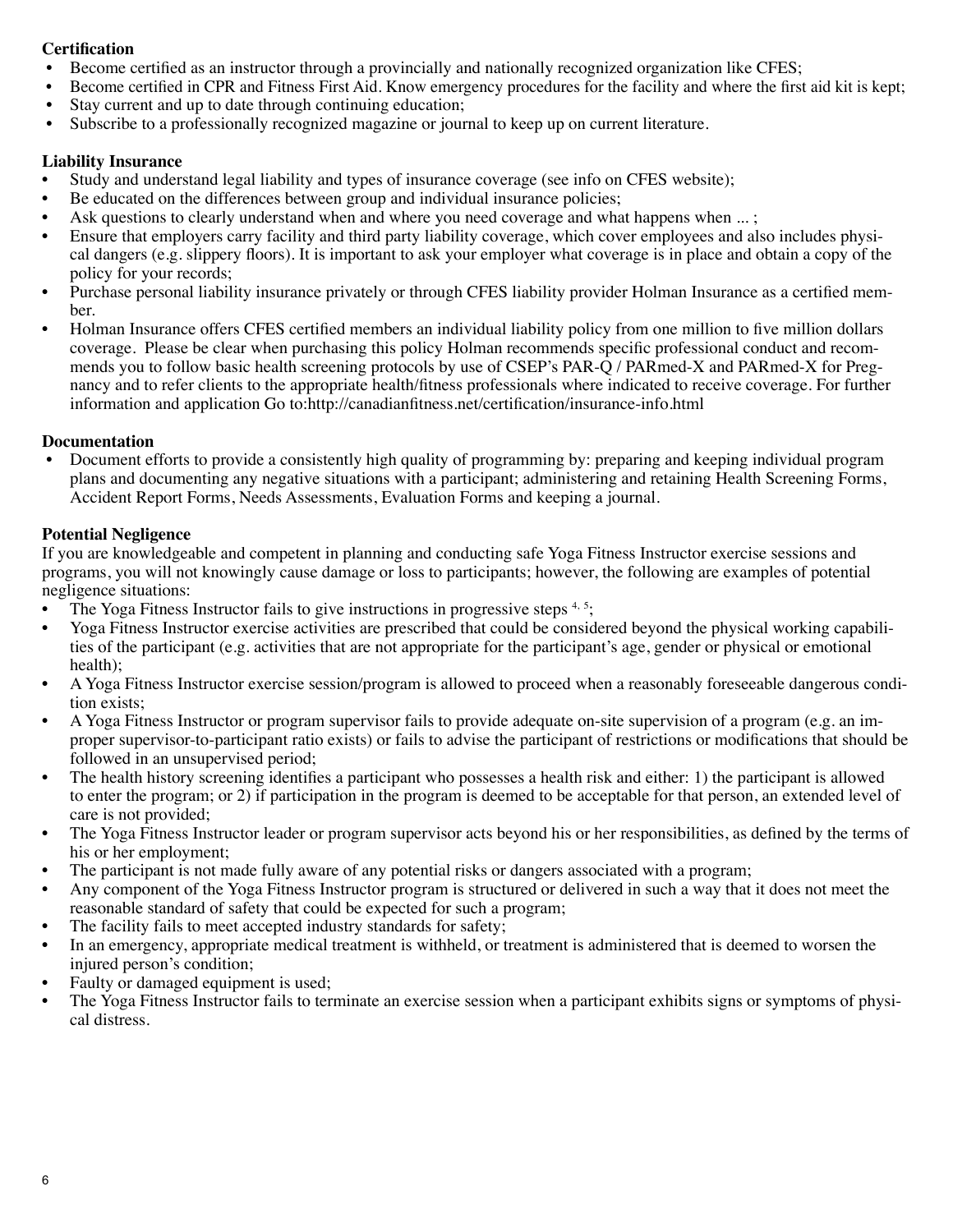**Certification**

- Become certified as an instructor through a provincially and nationally recognized organization like CFES;
- Become certified in CPR and Fitness First Aid. Know emergency procedures for the facility and where the first aid kit is kept;
- Stay current and up to date through continuing education;
- Subscribe to a professionally recognized magazine or journal to keep up on current literature.

**Liability Insurance**

- Study and understand legal liability and types of insurance coverage (see info on CFES website);
- Be educated on the differences between group and individual insurance policies;
- Ask questions to clearly understand when and where you need coverage and what happens when ... ;
- Ensure that employers carry facility and third party liability coverage, which cover employees and also includes physical dangers (e.g. slippery floors). It is important to ask your employer what coverage is in place and obtain a copy of the policy for your records;
- Purchase personal liability insurance privately or through CFES liability provider Holman Insurance as a certified member.
- Holman Insurance offers CFES certified members an individual liability policy from one million to five million dollars coverage. Please be clear when purchasing this policy Holman recommends specific professional conduct and recommends you to follow basic health screening protocols by use of CSEP's PAR-Q / PARmed-X and PARmed-X for Pregnancy and to refer clients to the appropriate health/fitness professionals where indicated to receive coverage. For further information and application Go to:http://canadianfitness.net/certification/insurance-info.html

**Documentation**

- Document efforts to provide a consistently high quality of programming by: preparing and keeping individual program plans and documenting any negative situations with a participant; administering and retaining Health Screening Forms, Accident Report Forms, Needs Assessments, Evaluation Forms and keeping a journal.

**Potential Negligence**

If you are knowledgeable and competent in planning and conducting safe Yoga Fitness Instructor exercise sessions and programs, you will not knowingly cause damage or loss to participants; however, the following are examples of potential negligence situations:

- The Yoga Fitness Instructor fails to give instructions in progressive steps [4, 5];
- Yoga Fitness Instructor exercise activities are prescribed that could be considered beyond the physical working capabilities of the participant (e.g. activities that are not appropriate for the participant's age, gender or physical or emotional health);
- A Yoga Fitness Instructor exercise session/program is allowed to proceed when a reasonably foreseeable dangerous condition exists;
- A Yoga Fitness Instructor or program supervisor fails to provide adequate on-site supervision of a program (e.g. an improper supervisor-to-participant ratio exists) or fails to advise the participant of restrictions or modifications that should be followed in an unsupervised period;
- The health history screening identifies a participant who possesses a health risk and either: 1) the participant is allowed to enter the program; or 2) if participation in the program is deemed to be acceptable for that person, an extended level of care is not provided;
- The Yoga Fitness Instructor leader or program supervisor acts beyond his or her responsibilities, as defined by the terms of his or her employment;
- The participant is not made fully aware of any potential risks or dangers associated with a program;
- Any component of the Yoga Fitness Instructor program is structured or delivered in such a way that it does not meet the reasonable standard of safety that could be expected for such a program;
- The facility fails to meet accepted industry standards for safety;
- In an emergency, appropriate medical treatment is withheld, or treatment is administered that is deemed to worsen the injured person's condition;
- Faulty or damaged equipment is used;
- The Yoga Fitness Instructor fails to terminate an exercise session when a participant exhibits signs or symptoms of physical distress.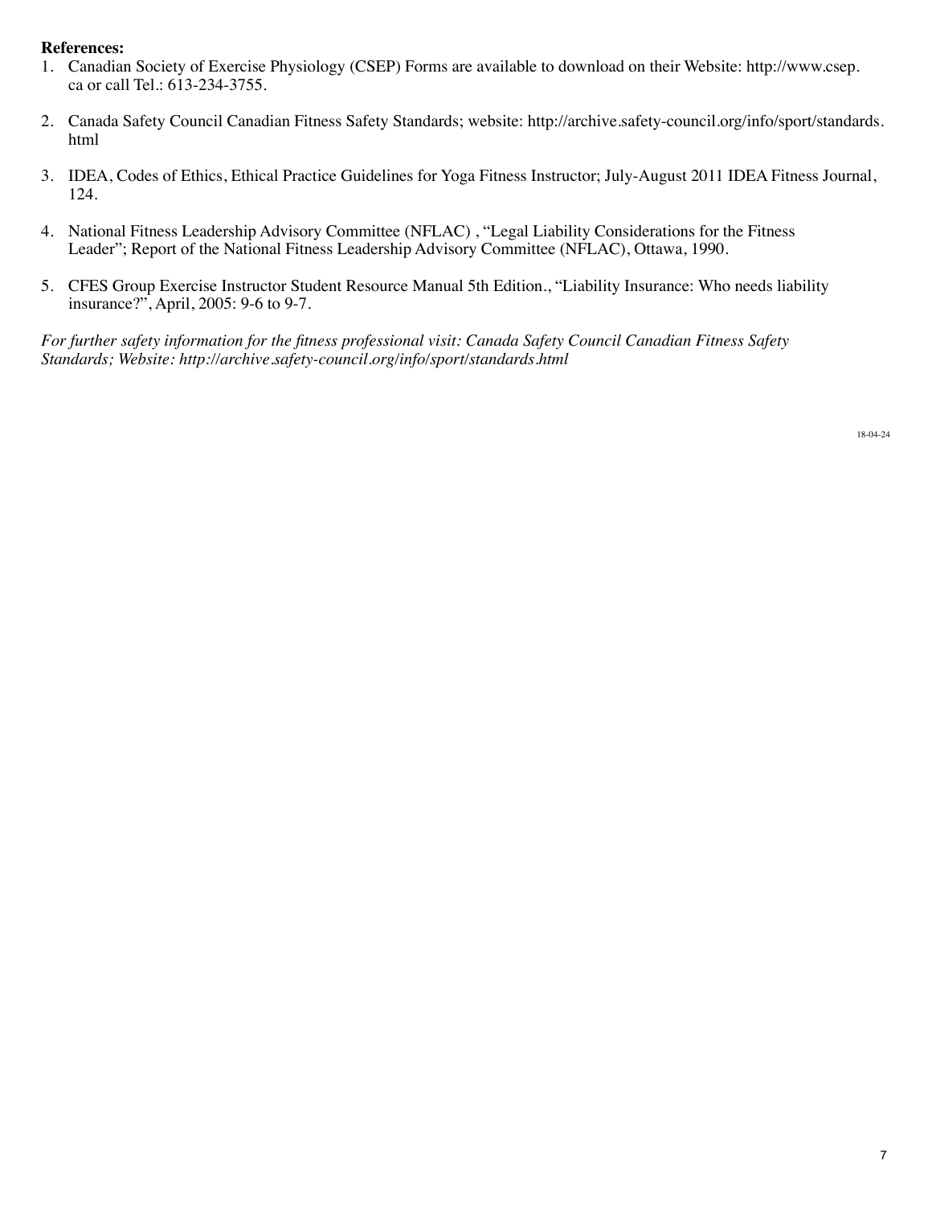**References:**

1. Canadian Society of Exercise Physiology (CSEP) Forms are available to download on their Website: http://www.csep.ca or call Tel.: 613-234-3755.

2. Canada Safety Council Canadian Fitness Safety Standards; website: http://archive.safety-council.org/info/sport/standards.html

3. IDEA, Codes of Ethics, Ethical Practice Guidelines for Yoga Fitness Instructor; July-August 2011 IDEA Fitness Journal, 124.

4. National Fitness Leadership Advisory Committee (NFLAC) , "Legal Liability Considerations for the Fitness Leader"; Report of the National Fitness Leadership Advisory Committee (NFLAC), Ottawa, 1990.

5. CFES Group Exercise Instructor Student Resource Manual 5th Edition., "Liability Insurance: Who needs liability insurance?", April, 2005: 9-6 to 9-7.

*For further safety information for the fitness professional visit: Canada Safety Council Canadian Fitness Safety Standards; Website: http://archive.safety-council.org/info/sport/standards.html*

18-04-24